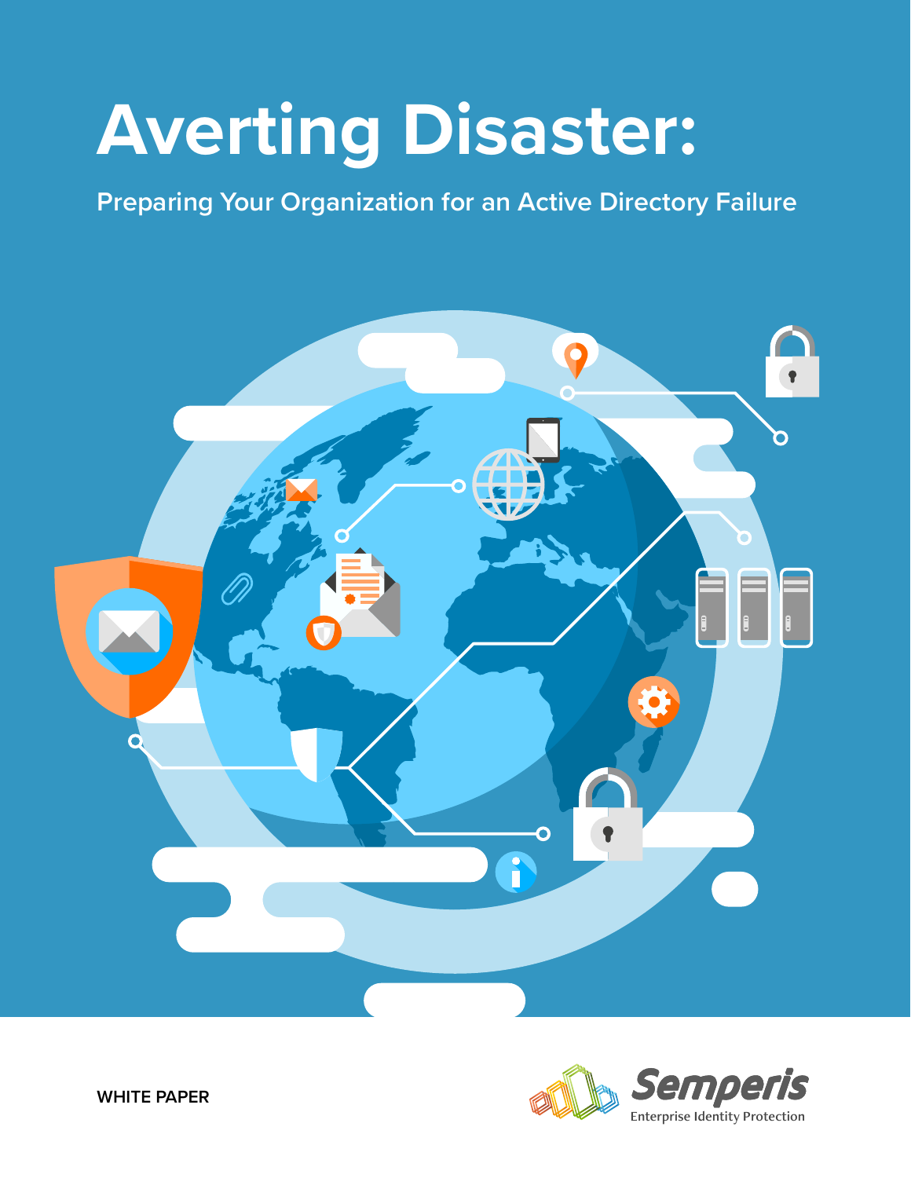# Averting Disaster:

## Preparing Your Organization for an Active Directory Failure

WHITE PAPER

Semperis
Enterprise Identity Protection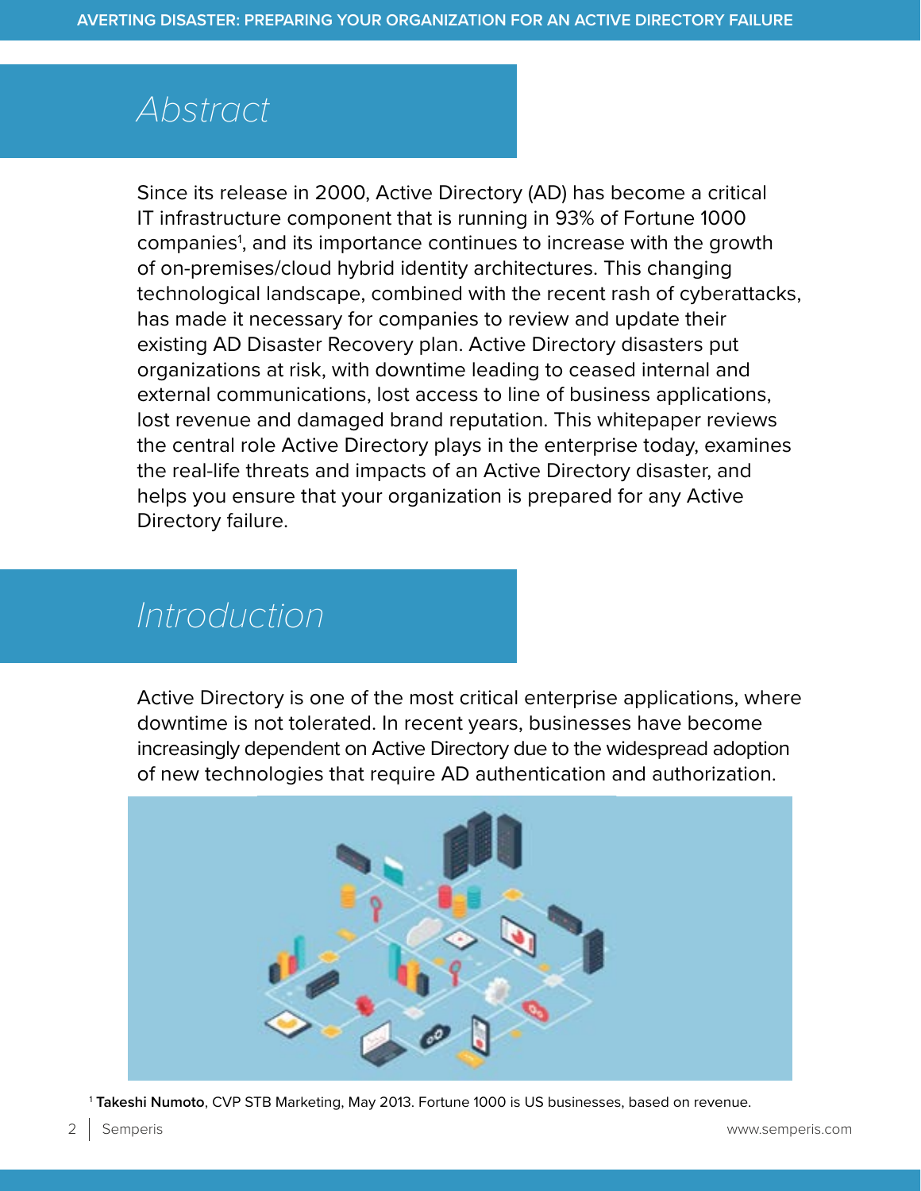## Abstract

Since its release in 2000, Active Directory (AD) has become a critical IT infrastructure component that is running in 93% of Fortune 1000 companies[1], and its importance continues to increase with the growth of on-premises/cloud hybrid identity architectures. This changing technological landscape, combined with the recent rash of cyberattacks, has made it necessary for companies to review and update their existing AD Disaster Recovery plan. Active Directory disasters put organizations at risk, with downtime leading to ceased internal and external communications, lost access to line of business applications, lost revenue and damaged brand reputation. This whitepaper reviews the central role Active Directory plays in the enterprise today, examines the real-life threats and impacts of an Active Directory disaster, and helps you ensure that your organization is prepared for any Active Directory failure.

## Introduction

Active Directory is one of the most critical enterprise applications, where downtime is not tolerated. In recent years, businesses have become increasingly dependent on Active Directory due to the widespread adoption of new technologies that require AD authentication and authorization.

[1] **Takeshi Numoto**, CVP STB Marketing, May 2013. Fortune 1000 is US businesses, based on revenue.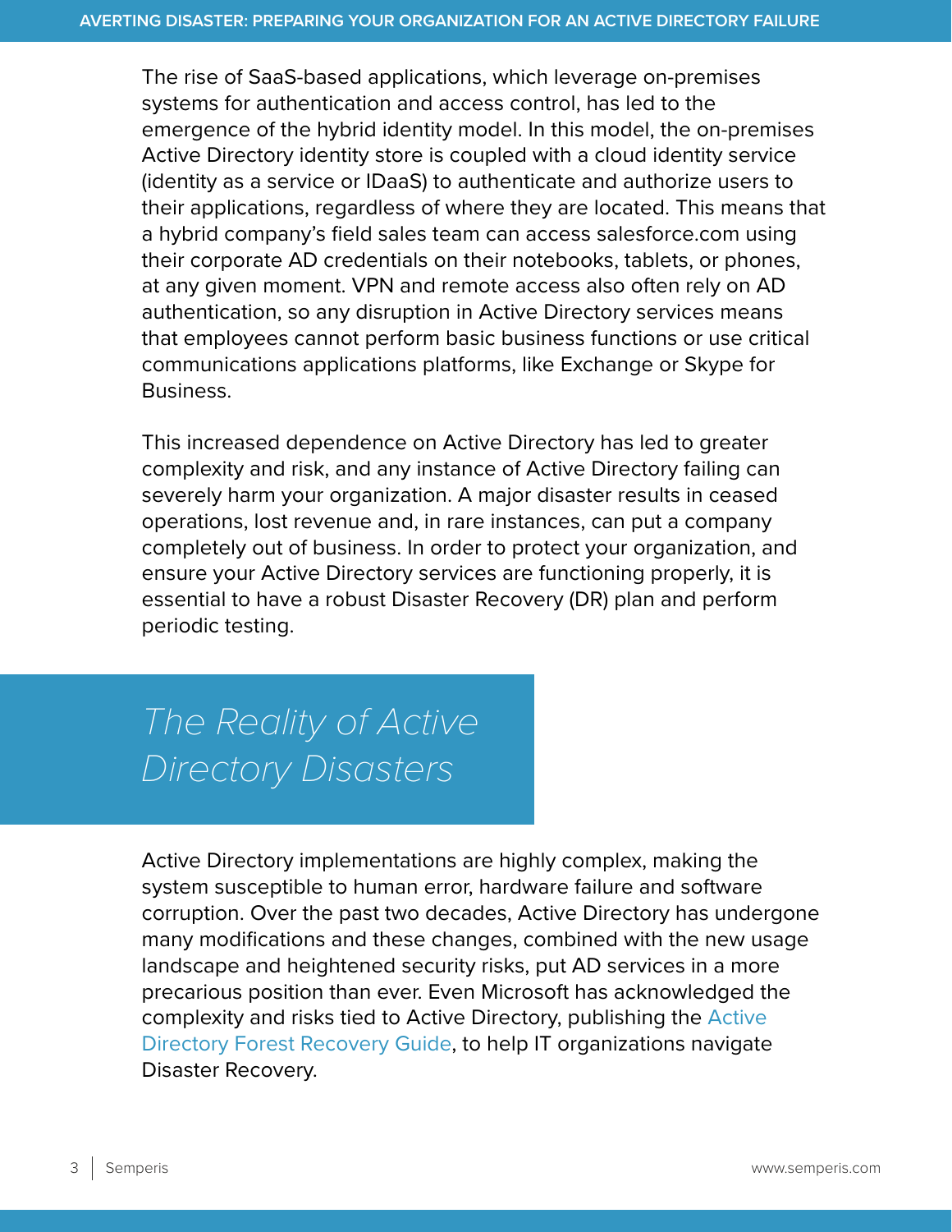The rise of SaaS-based applications, which leverage on-premises systems for authentication and access control, has led to the emergence of the hybrid identity model. In this model, the on-premises Active Directory identity store is coupled with a cloud identity service (identity as a service or IDaaS) to authenticate and authorize users to their applications, regardless of where they are located. This means that a hybrid company's field sales team can access salesforce.com using their corporate AD credentials on their notebooks, tablets, or phones, at any given moment. VPN and remote access also often rely on AD authentication, so any disruption in Active Directory services means that employees cannot perform basic business functions or use critical communications applications platforms, like Exchange or Skype for Business.

This increased dependence on Active Directory has led to greater complexity and risk, and any instance of Active Directory failing can severely harm your organization. A major disaster results in ceased operations, lost revenue and, in rare instances, can put a company completely out of business. In order to protect your organization, and ensure your Active Directory services are functioning properly, it is essential to have a robust Disaster Recovery (DR) plan and perform periodic testing.

## *The Reality of Active Directory Disasters*

Active Directory implementations are highly complex, making the system susceptible to human error, hardware failure and software corruption. Over the past two decades, Active Directory has undergone many modifications and these changes, combined with the new usage landscape and heightened security risks, put AD services in a more precarious position than ever. Even Microsoft has acknowledged the complexity and risks tied to Active Directory, publishing the Active Directory Forest Recovery Guide, to help IT organizations navigate Disaster Recovery.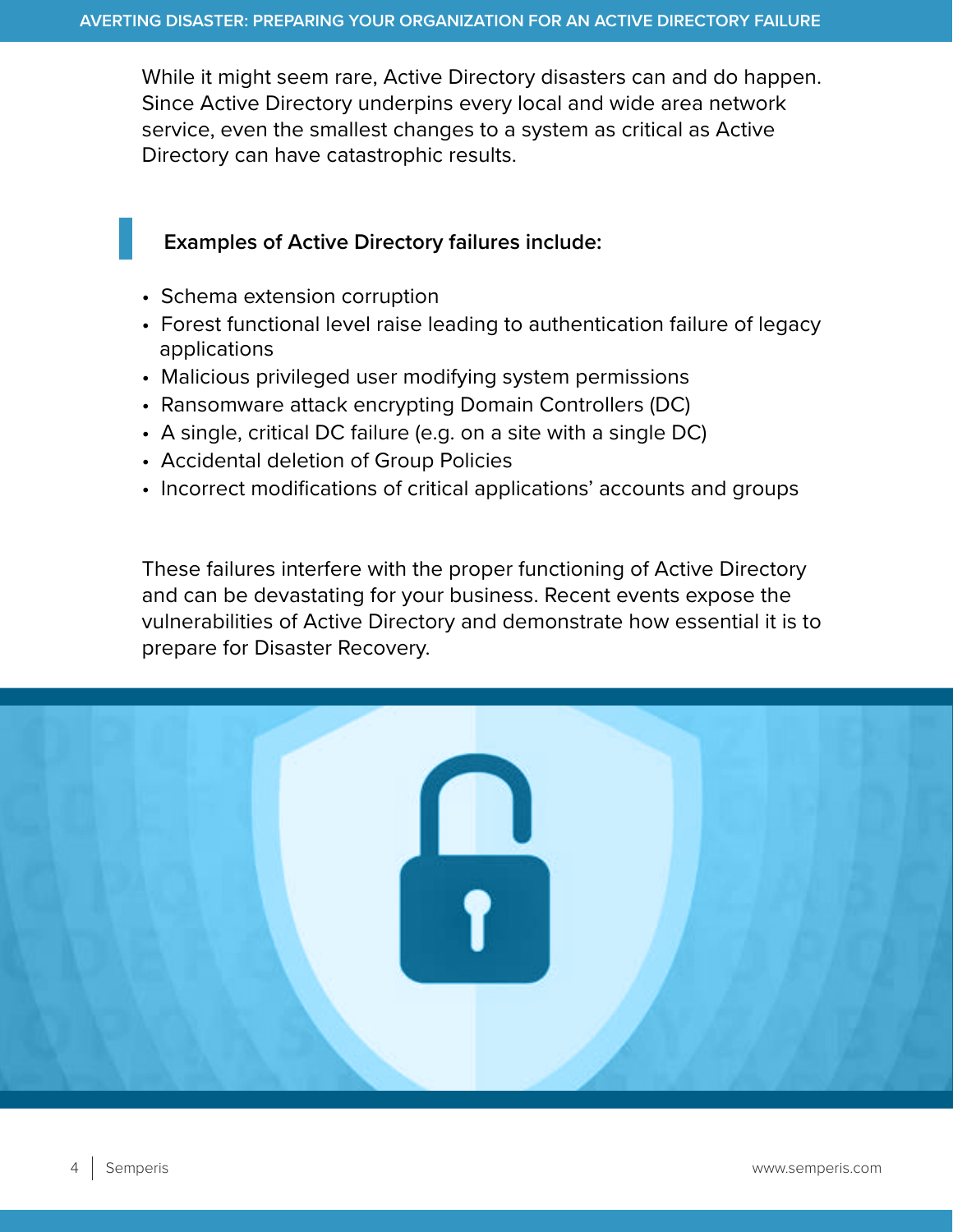While it might seem rare, Active Directory disasters can and do happen. Since Active Directory underpins every local and wide area network service, even the smallest changes to a system as critical as Active Directory can have catastrophic results.

**Examples of Active Directory failures include:**

- Schema extension corruption
- Forest functional level raise leading to authentication failure of legacy applications
- Malicious privileged user modifying system permissions
- Ransomware attack encrypting Domain Controllers (DC)
- A single, critical DC failure (e.g. on a site with a single DC)
- Accidental deletion of Group Policies
- Incorrect modifications of critical applications' accounts and groups

These failures interfere with the proper functioning of Active Directory and can be devastating for your business. Recent events expose the vulnerabilities of Active Directory and demonstrate how essential it is to prepare for Disaster Recovery.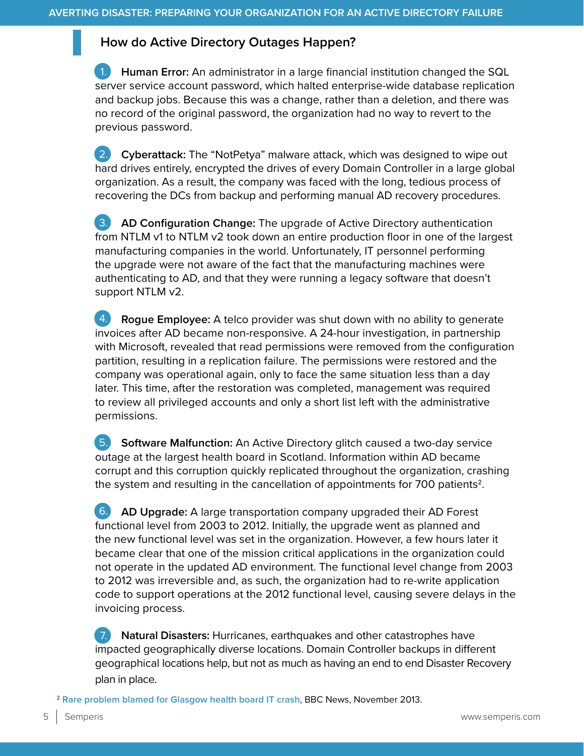## How do Active Directory Outages Happen?

1. **Human Error:** An administrator in a large financial institution changed the SQL server service account password, which halted enterprise-wide database replication and backup jobs. Because this was a change, rather than a deletion, and there was no record of the original password, the organization had no way to revert to the previous password.

2. **Cyberattack:** The "NotPetya" malware attack, which was designed to wipe out hard drives entirely, encrypted the drives of every Domain Controller in a large global organization. As a result, the company was faced with the long, tedious process of recovering the DCs from backup and performing manual AD recovery procedures.

3. **AD Configuration Change:** The upgrade of Active Directory authentication from NTLM v1 to NTLM v2 took down an entire production floor in one of the largest manufacturing companies in the world. Unfortunately, IT personnel performing the upgrade were not aware of the fact that the manufacturing machines were authenticating to AD, and that they were running a legacy software that doesn't support NTLM v2.

4. **Rogue Employee:** A telco provider was shut down with no ability to generate invoices after AD became non-responsive. A 24-hour investigation, in partnership with Microsoft, revealed that read permissions were removed from the configuration partition, resulting in a replication failure. The permissions were restored and the company was operational again, only to face the same situation less than a day later. This time, after the restoration was completed, management was required to review all privileged accounts and only a short list left with the administrative permissions.

5. **Software Malfunction:** An Active Directory glitch caused a two-day service outage at the largest health board in Scotland. Information within AD became corrupt and this corruption quickly replicated throughout the organization, crashing the system and resulting in the cancellation of appointments for 700 patients[2].

6. **AD Upgrade:** A large transportation company upgraded their AD Forest functional level from 2003 to 2012. Initially, the upgrade went as planned and the new functional level was set in the organization. However, a few hours later it became clear that one of the mission critical applications in the organization could not operate in the updated AD environment. The functional level change from 2003 to 2012 was irreversible and, as such, the organization had to re-write application code to support operations at the 2012 functional level, causing severe delays in the invoicing process.

7. **Natural Disasters:** Hurricanes, earthquakes and other catastrophes have impacted geographically diverse locations. Domain Controller backups in different geographical locations help, but not as much as having an end to end Disaster Recovery plan in place.

[2] Rare problem blamed for Glasgow health board IT crash, BBC News, November 2013.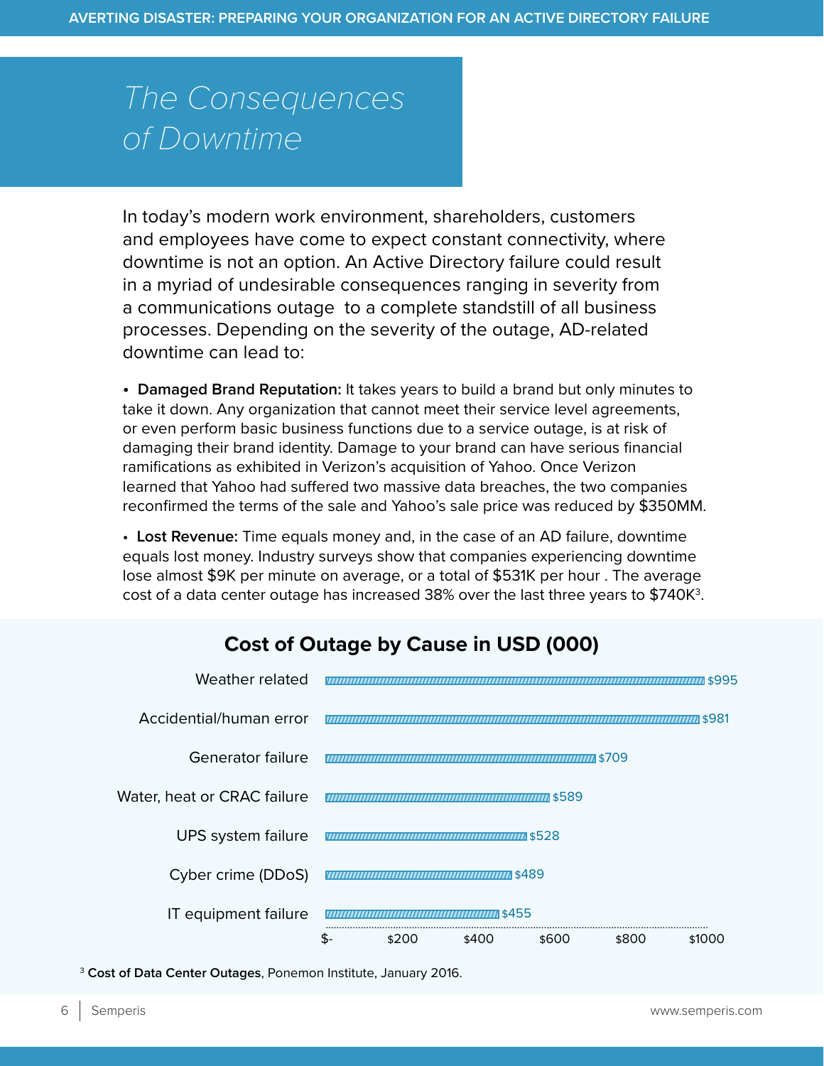# The Consequences of Downtime

In today's modern work environment, shareholders, customers and employees have come to expect constant connectivity, where downtime is not an option. An Active Directory failure could result in a myriad of undesirable consequences ranging in severity from a communications outage to a complete standstill of all business processes. Depending on the severity of the outage, AD-related downtime can lead to:

- **Damaged Brand Reputation:** It takes years to build a brand but only minutes to take it down. Any organization that cannot meet their service level agreements, or even perform basic business functions due to a service outage, is at risk of damaging their brand identity. Damage to your brand can have serious financial ramifications as exhibited in Verizon's acquisition of Yahoo. Once Verizon learned that Yahoo had suffered two massive data breaches, the two companies reconfirmed the terms of the sale and Yahoo's sale price was reduced by $350MM.

- **Lost Revenue:** Time equals money and, in the case of an AD failure, downtime equals lost money. Industry surveys show that companies experiencing downtime lose almost $9K per minute on average, or a total of $531K per hour . The average cost of a data center outage has increased 38% over the last three years to $740K[3].

### Cost of Outage by Cause in USD (000)

| Cause | Cost |
| --- | --- |
| Weather related | $995 |
| Accidential/human error | $981 |
| Generator failure | $709 |
| Water, heat or CRAC failure | $589 |
| UPS system failure | $528 |
| Cyber crime (DDoS) | $489 |
| IT equipment failure | $455 |

[3] **Cost of Data Center Outages**, Ponemon Institute, January 2016.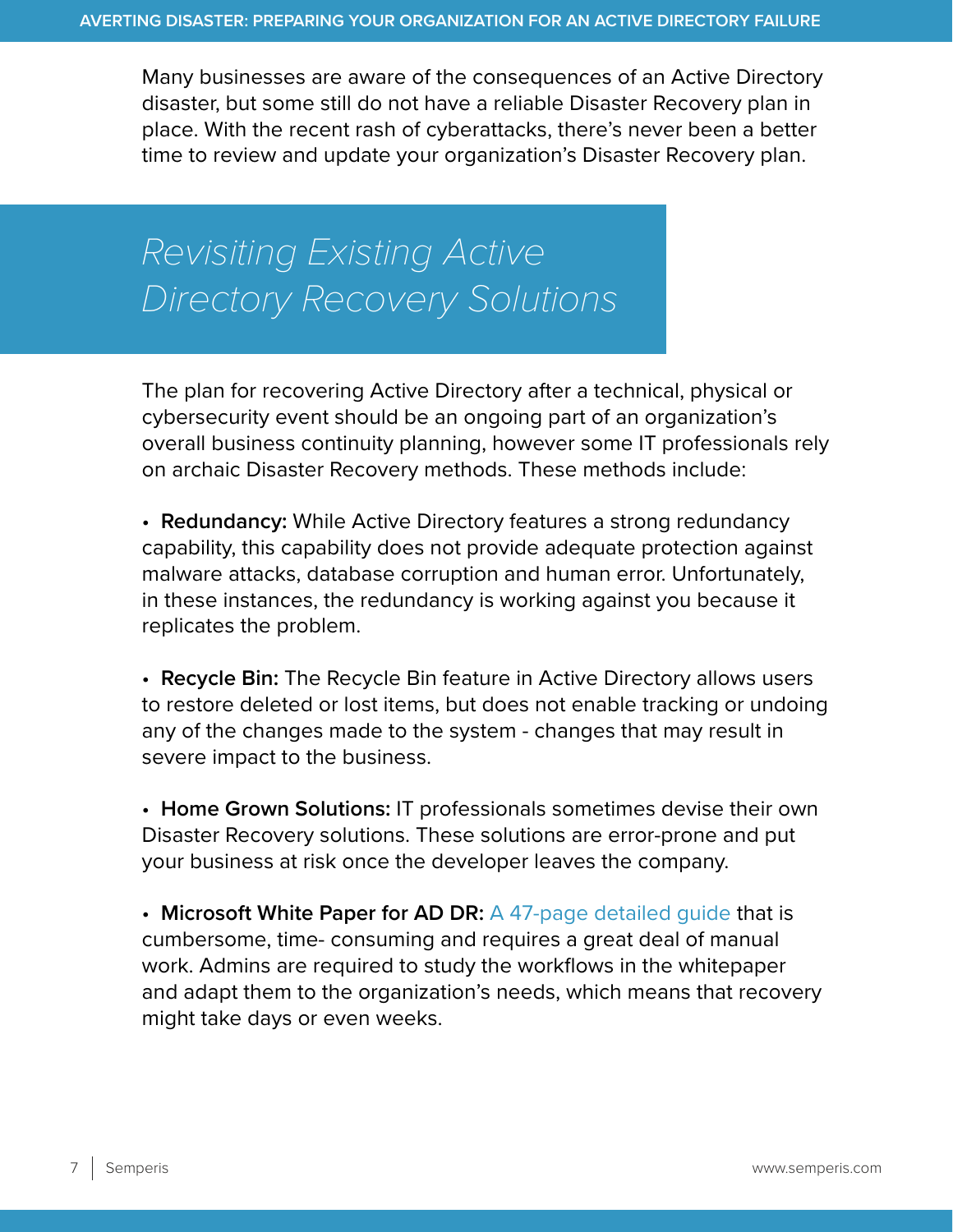Many businesses are aware of the consequences of an Active Directory disaster, but some still do not have a reliable Disaster Recovery plan in place. With the recent rash of cyberattacks, there's never been a better time to review and update your organization's Disaster Recovery plan.

## *Revisiting Existing Active Directory Recovery Solutions*

The plan for recovering Active Directory after a technical, physical or cybersecurity event should be an ongoing part of an organization's overall business continuity planning, however some IT professionals rely on archaic Disaster Recovery methods. These methods include:

- **Redundancy:** While Active Directory features a strong redundancy capability, this capability does not provide adequate protection against malware attacks, database corruption and human error. Unfortunately, in these instances, the redundancy is working against you because it replicates the problem.

- **Recycle Bin:** The Recycle Bin feature in Active Directory allows users to restore deleted or lost items, but does not enable tracking or undoing any of the changes made to the system - changes that may result in severe impact to the business.

- **Home Grown Solutions:** IT professionals sometimes devise their own Disaster Recovery solutions. These solutions are error-prone and put your business at risk once the developer leaves the company.

- **Microsoft White Paper for AD DR:** A 47-page detailed guide that is cumbersome, time- consuming and requires a great deal of manual work. Admins are required to study the workflows in the whitepaper and adapt them to the organization's needs, which means that recovery might take days or even weeks.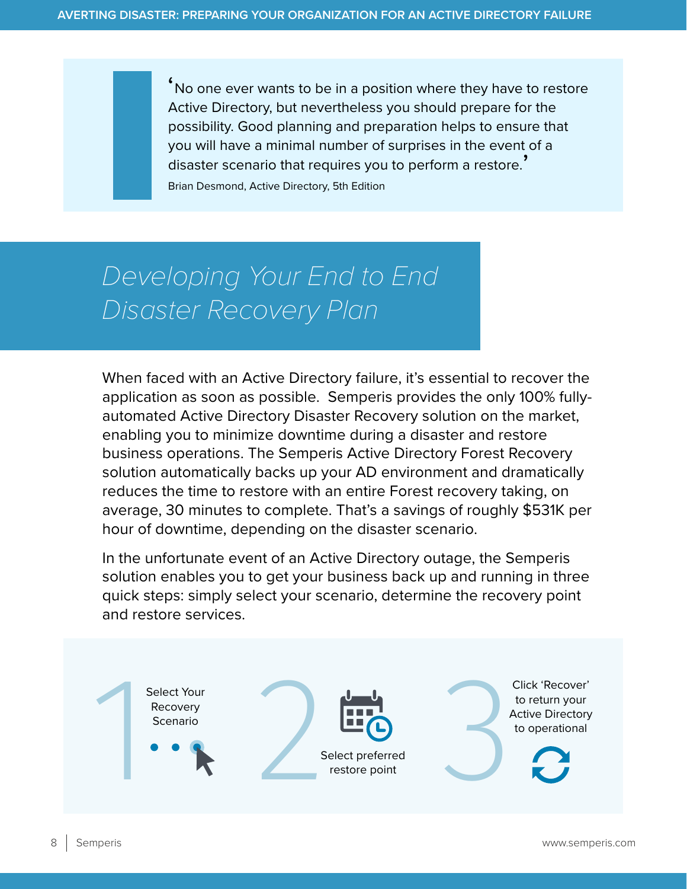> ‘No one ever wants to be in a position where they have to restore Active Directory, but nevertheless you should prepare for the possibility. Good planning and preparation helps to ensure that you will have a minimal number of surprises in the event of a disaster scenario that requires you to perform a restore.’
>
> Brian Desmond, Active Directory, 5th Edition

## *Developing Your End to End Disaster Recovery Plan*

When faced with an Active Directory failure, it’s essential to recover the application as soon as possible. Semperis provides the only 100% fully-automated Active Directory Disaster Recovery solution on the market, enabling you to minimize downtime during a disaster and restore business operations. The Semperis Active Directory Forest Recovery solution automatically backs up your AD environment and dramatically reduces the time to restore with an entire Forest recovery taking, on average, 30 minutes to complete. That’s a savings of roughly $531K per hour of downtime, depending on the disaster scenario.

In the unfortunate event of an Active Directory outage, the Semperis solution enables you to get your business back up and running in three quick steps: simply select your scenario, determine the recovery point and restore services.

1. Select Your Recovery Scenario
2. Select preferred restore point
3. Click ‘Recover’ to return your Active Directory to operational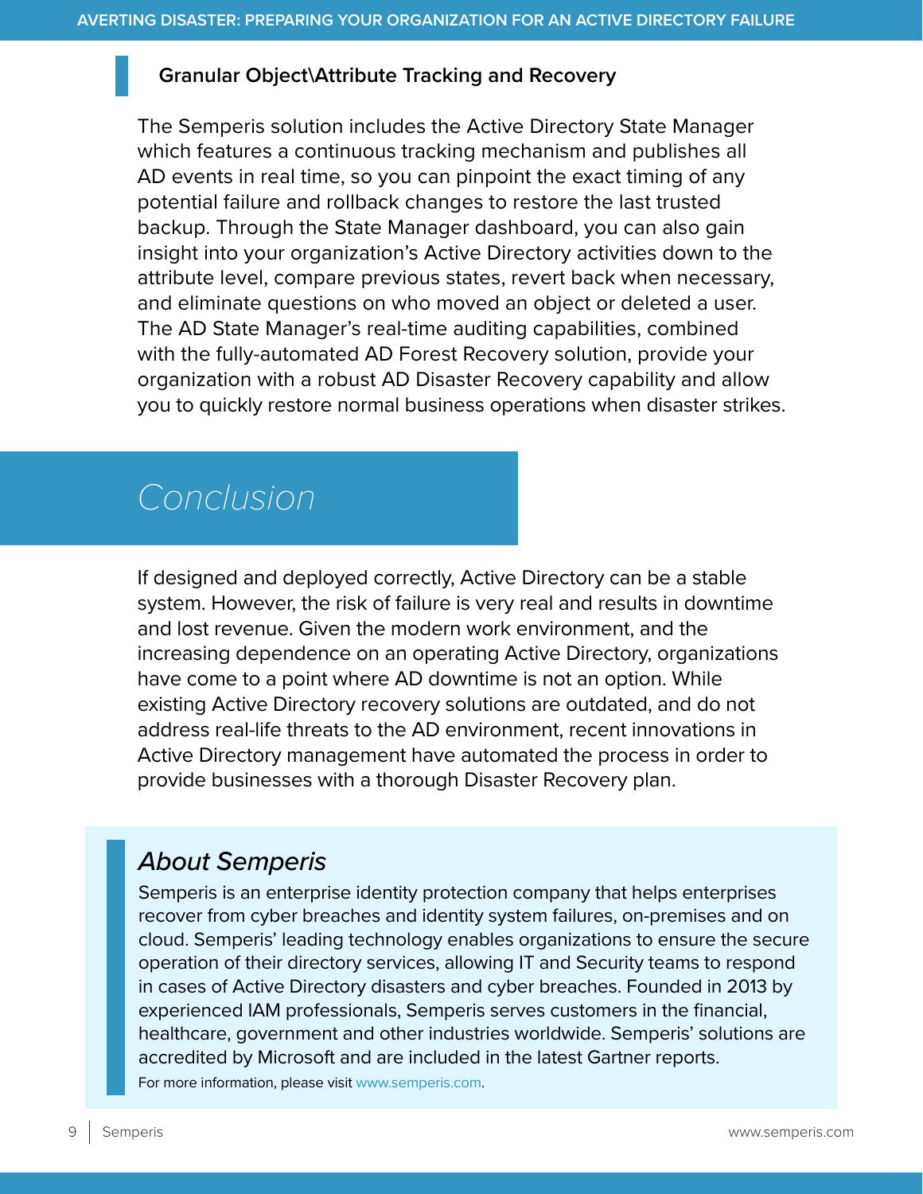### Granular Object\Attribute Tracking and Recovery

The Semperis solution includes the Active Directory State Manager which features a continuous tracking mechanism and publishes all AD events in real time, so you can pinpoint the exact timing of any potential failure and rollback changes to restore the last trusted backup. Through the State Manager dashboard, you can also gain insight into your organization's Active Directory activities down to the attribute level, compare previous states, revert back when necessary, and eliminate questions on who moved an object or deleted a user. The AD State Manager's real-time auditing capabilities, combined with the fully-automated AD Forest Recovery solution, provide your organization with a robust AD Disaster Recovery capability and allow you to quickly restore normal business operations when disaster strikes.

## Conclusion

If designed and deployed correctly, Active Directory can be a stable system. However, the risk of failure is very real and results in downtime and lost revenue. Given the modern work environment, and the increasing dependence on an operating Active Directory, organizations have come to a point where AD downtime is not an option. While existing Active Directory recovery solutions are outdated, and do not address real-life threats to the AD environment, recent innovations in Active Directory management have automated the process in order to provide businesses with a thorough Disaster Recovery plan.

### *About Semperis*

Semperis is an enterprise identity protection company that helps enterprises recover from cyber breaches and identity system failures, on-premises and on cloud. Semperis' leading technology enables organizations to ensure the secure operation of their directory services, allowing IT and Security teams to respond in cases of Active Directory disasters and cyber breaches. Founded in 2013 by experienced IAM professionals, Semperis serves customers in the financial, healthcare, government and other industries worldwide. Semperis' solutions are accredited by Microsoft and are included in the latest Gartner reports.

For more information, please visit www.semperis.com.